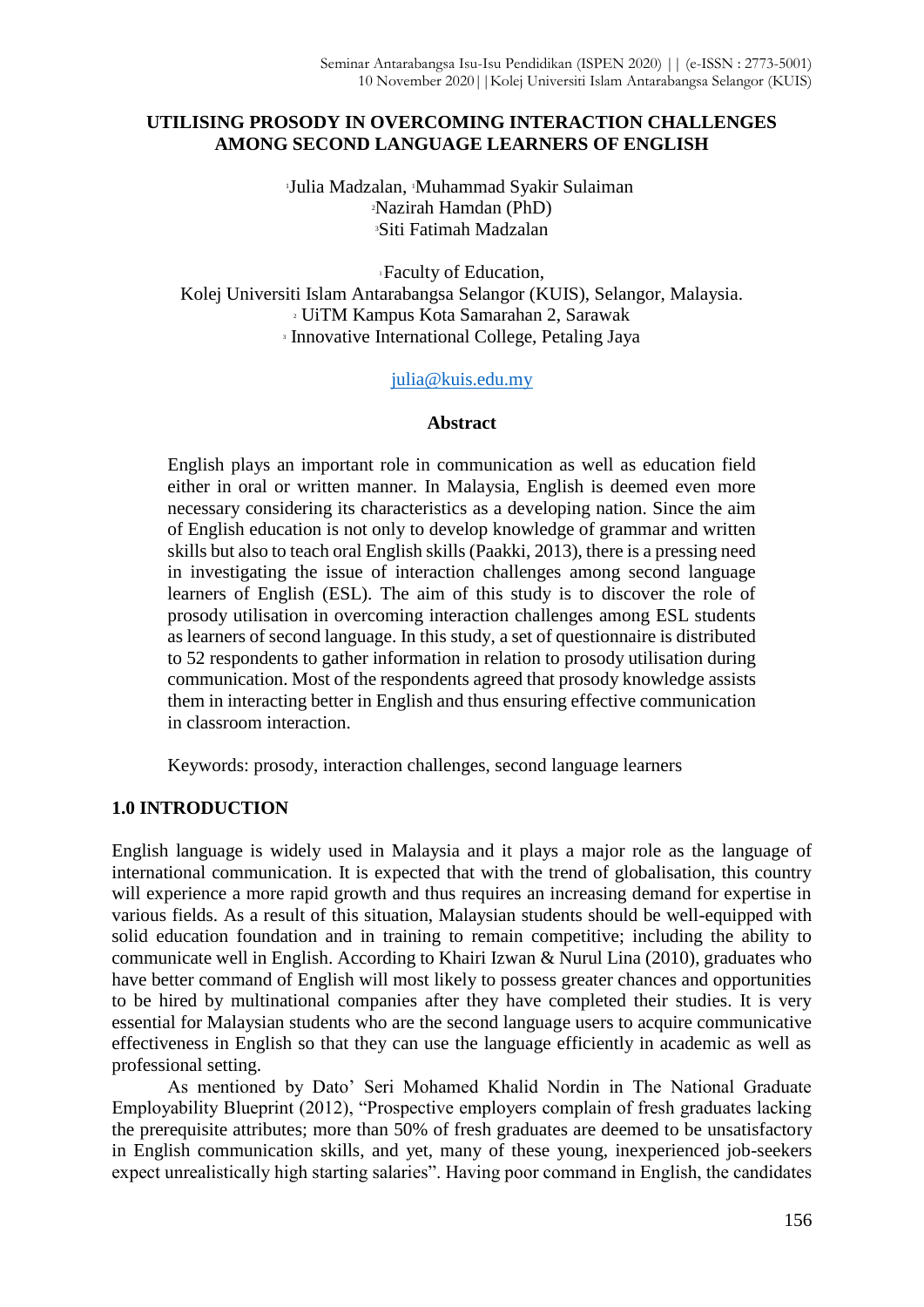# UTILISING PROSODY IN OVERCOMING INTERACTION CHALLENGES AMONG SECOND LANGUAGE LEARNERS OF ENGLISH

[1]Julia Madzalan, [1]Muhammad Syakir Sulaiman
[2]Nazirah Hamdan (PhD)
[3]Siti Fatimah Madzalan

[1]Faculty of Education,
Kolej Universiti Islam Antarabangsa Selangor (KUIS), Selangor, Malaysia.
[2] UiTM Kampus Kota Samarahan 2, Sarawak
[3] Innovative International College, Petaling Jaya

julia@kuis.edu.my

## Abstract

English plays an important role in communication as well as education field either in oral or written manner. In Malaysia, English is deemed even more necessary considering its characteristics as a developing nation. Since the aim of English education is not only to develop knowledge of grammar and written skills but also to teach oral English skills (Paakki, 2013), there is a pressing need in investigating the issue of interaction challenges among second language learners of English (ESL). The aim of this study is to discover the role of prosody utilisation in overcoming interaction challenges among ESL students as learners of second language. In this study, a set of questionnaire is distributed to 52 respondents to gather information in relation to prosody utilisation during communication. Most of the respondents agreed that prosody knowledge assists them in interacting better in English and thus ensuring effective communication in classroom interaction.

Keywords: prosody, interaction challenges, second language learners

## 1.0 INTRODUCTION

English language is widely used in Malaysia and it plays a major role as the language of international communication. It is expected that with the trend of globalisation, this country will experience a more rapid growth and thus requires an increasing demand for expertise in various fields. As a result of this situation, Malaysian students should be well-equipped with solid education foundation and in training to remain competitive; including the ability to communicate well in English. According to Khairi Izwan & Nurul Lina (2010), graduates who have better command of English will most likely to possess greater chances and opportunities to be hired by multinational companies after they have completed their studies. It is very essential for Malaysian students who are the second language users to acquire communicative effectiveness in English so that they can use the language efficiently in academic as well as professional setting.

As mentioned by Dato' Seri Mohamed Khalid Nordin in The National Graduate Employability Blueprint (2012), "Prospective employers complain of fresh graduates lacking the prerequisite attributes; more than 50% of fresh graduates are deemed to be unsatisfactory in English communication skills, and yet, many of these young, inexperienced job-seekers expect unrealistically high starting salaries". Having poor command in English, the candidates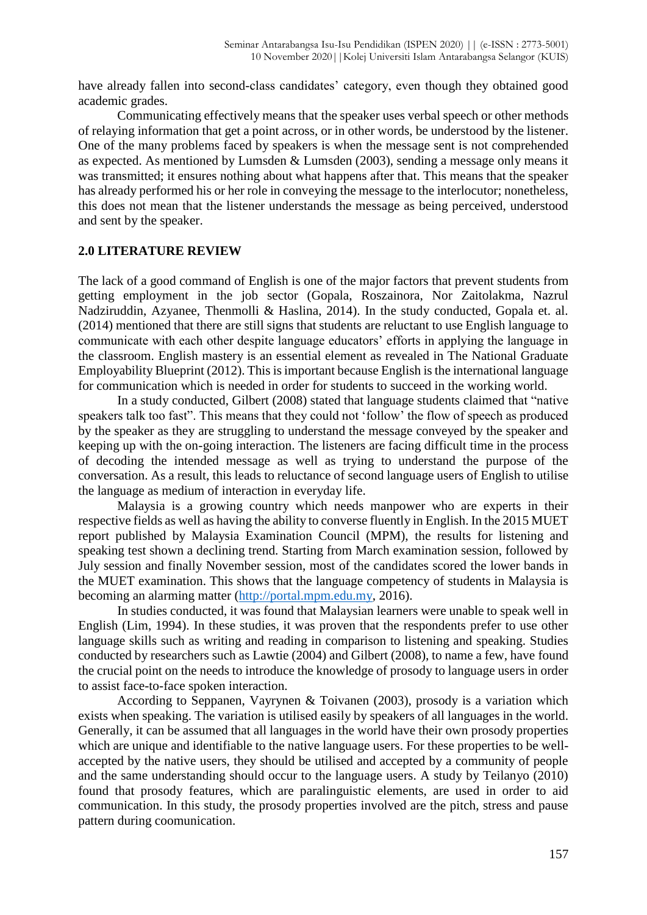have already fallen into second-class candidates' category, even though they obtained good academic grades.

Communicating effectively means that the speaker uses verbal speech or other methods of relaying information that get a point across, or in other words, be understood by the listener. One of the many problems faced by speakers is when the message sent is not comprehended as expected. As mentioned by Lumsden & Lumsden (2003), sending a message only means it was transmitted; it ensures nothing about what happens after that. This means that the speaker has already performed his or her role in conveying the message to the interlocutor; nonetheless, this does not mean that the listener understands the message as being perceived, understood and sent by the speaker.

## 2.0 LITERATURE REVIEW

The lack of a good command of English is one of the major factors that prevent students from getting employment in the job sector (Gopala, Roszainora, Nor Zaitolakma, Nazrul Nadziruddin, Azyanee, Thenmolli & Haslina, 2014). In the study conducted, Gopala et. al. (2014) mentioned that there are still signs that students are reluctant to use English language to communicate with each other despite language educators' efforts in applying the language in the classroom. English mastery is an essential element as revealed in The National Graduate Employability Blueprint (2012). This is important because English is the international language for communication which is needed in order for students to succeed in the working world.

In a study conducted, Gilbert (2008) stated that language students claimed that "native speakers talk too fast". This means that they could not 'follow' the flow of speech as produced by the speaker as they are struggling to understand the message conveyed by the speaker and keeping up with the on-going interaction. The listeners are facing difficult time in the process of decoding the intended message as well as trying to understand the purpose of the conversation. As a result, this leads to reluctance of second language users of English to utilise the language as medium of interaction in everyday life.

Malaysia is a growing country which needs manpower who are experts in their respective fields as well as having the ability to converse fluently in English. In the 2015 MUET report published by Malaysia Examination Council (MPM), the results for listening and speaking test shown a declining trend. Starting from March examination session, followed by July session and finally November session, most of the candidates scored the lower bands in the MUET examination. This shows that the language competency of students in Malaysia is becoming an alarming matter (http://portal.mpm.edu.my, 2016).

In studies conducted, it was found that Malaysian learners were unable to speak well in English (Lim, 1994). In these studies, it was proven that the respondents prefer to use other language skills such as writing and reading in comparison to listening and speaking. Studies conducted by researchers such as Lawtie (2004) and Gilbert (2008), to name a few, have found the crucial point on the needs to introduce the knowledge of prosody to language users in order to assist face-to-face spoken interaction.

According to Seppanen, Vayrynen & Toivanen (2003), prosody is a variation which exists when speaking. The variation is utilised easily by speakers of all languages in the world. Generally, it can be assumed that all languages in the world have their own prosody properties which are unique and identifiable to the native language users. For these properties to be well-accepted by the native users, they should be utilised and accepted by a community of people and the same understanding should occur to the language users. A study by Teilanyo (2010) found that prosody features, which are paralinguistic elements, are used in order to aid communication. In this study, the prosody properties involved are the pitch, stress and pause pattern during coomunication.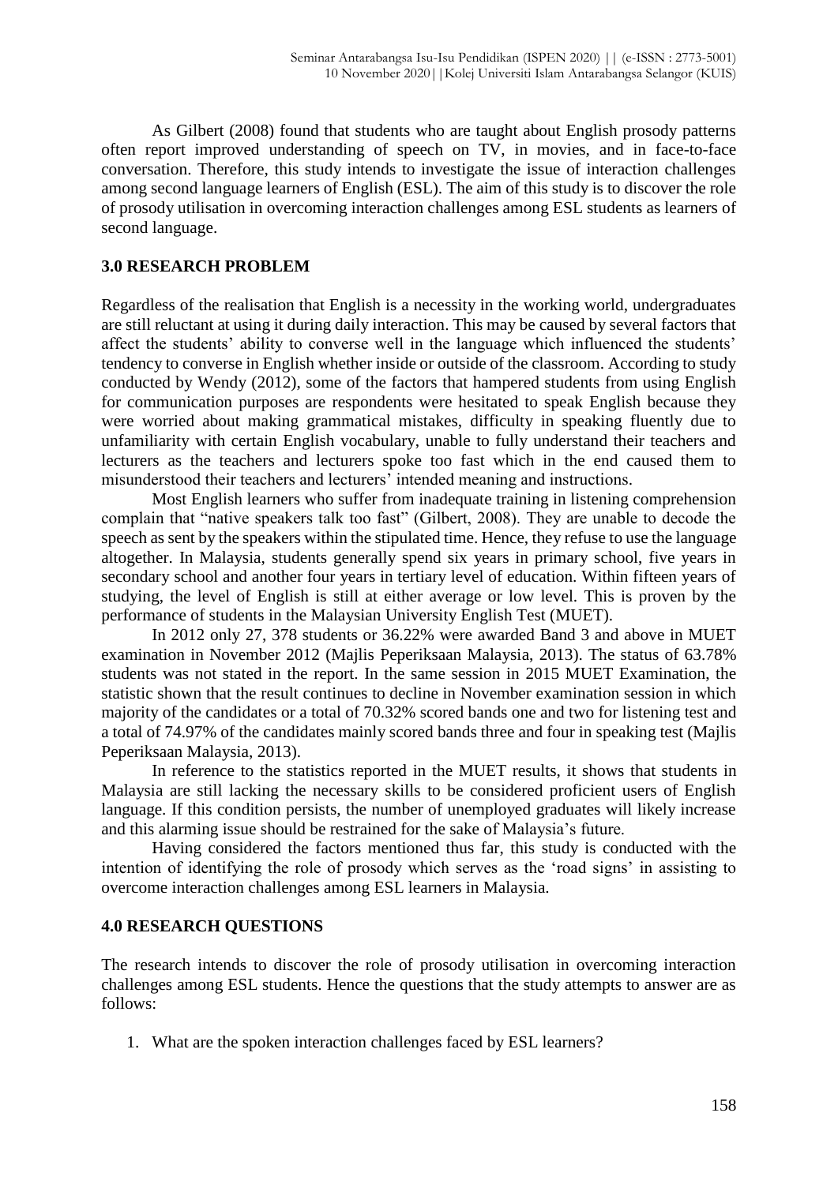As Gilbert (2008) found that students who are taught about English prosody patterns often report improved understanding of speech on TV, in movies, and in face-to-face conversation. Therefore, this study intends to investigate the issue of interaction challenges among second language learners of English (ESL). The aim of this study is to discover the role of prosody utilisation in overcoming interaction challenges among ESL students as learners of second language.

## 3.0 RESEARCH PROBLEM

Regardless of the realisation that English is a necessity in the working world, undergraduates are still reluctant at using it during daily interaction. This may be caused by several factors that affect the students' ability to converse well in the language which influenced the students' tendency to converse in English whether inside or outside of the classroom. According to study conducted by Wendy (2012), some of the factors that hampered students from using English for communication purposes are respondents were hesitated to speak English because they were worried about making grammatical mistakes, difficulty in speaking fluently due to unfamiliarity with certain English vocabulary, unable to fully understand their teachers and lecturers as the teachers and lecturers spoke too fast which in the end caused them to misunderstood their teachers and lecturers' intended meaning and instructions.

Most English learners who suffer from inadequate training in listening comprehension complain that "native speakers talk too fast" (Gilbert, 2008). They are unable to decode the speech as sent by the speakers within the stipulated time. Hence, they refuse to use the language altogether. In Malaysia, students generally spend six years in primary school, five years in secondary school and another four years in tertiary level of education. Within fifteen years of studying, the level of English is still at either average or low level. This is proven by the performance of students in the Malaysian University English Test (MUET).

In 2012 only 27, 378 students or 36.22% were awarded Band 3 and above in MUET examination in November 2012 (Majlis Peperiksaan Malaysia, 2013). The status of 63.78% students was not stated in the report. In the same session in 2015 MUET Examination, the statistic shown that the result continues to decline in November examination session in which majority of the candidates or a total of 70.32% scored bands one and two for listening test and a total of 74.97% of the candidates mainly scored bands three and four in speaking test (Majlis Peperiksaan Malaysia, 2013).

In reference to the statistics reported in the MUET results, it shows that students in Malaysia are still lacking the necessary skills to be considered proficient users of English language. If this condition persists, the number of unemployed graduates will likely increase and this alarming issue should be restrained for the sake of Malaysia's future.

Having considered the factors mentioned thus far, this study is conducted with the intention of identifying the role of prosody which serves as the 'road signs' in assisting to overcome interaction challenges among ESL learners in Malaysia.

## 4.0 RESEARCH QUESTIONS

The research intends to discover the role of prosody utilisation in overcoming interaction challenges among ESL students. Hence the questions that the study attempts to answer are as follows:

1. What are the spoken interaction challenges faced by ESL learners?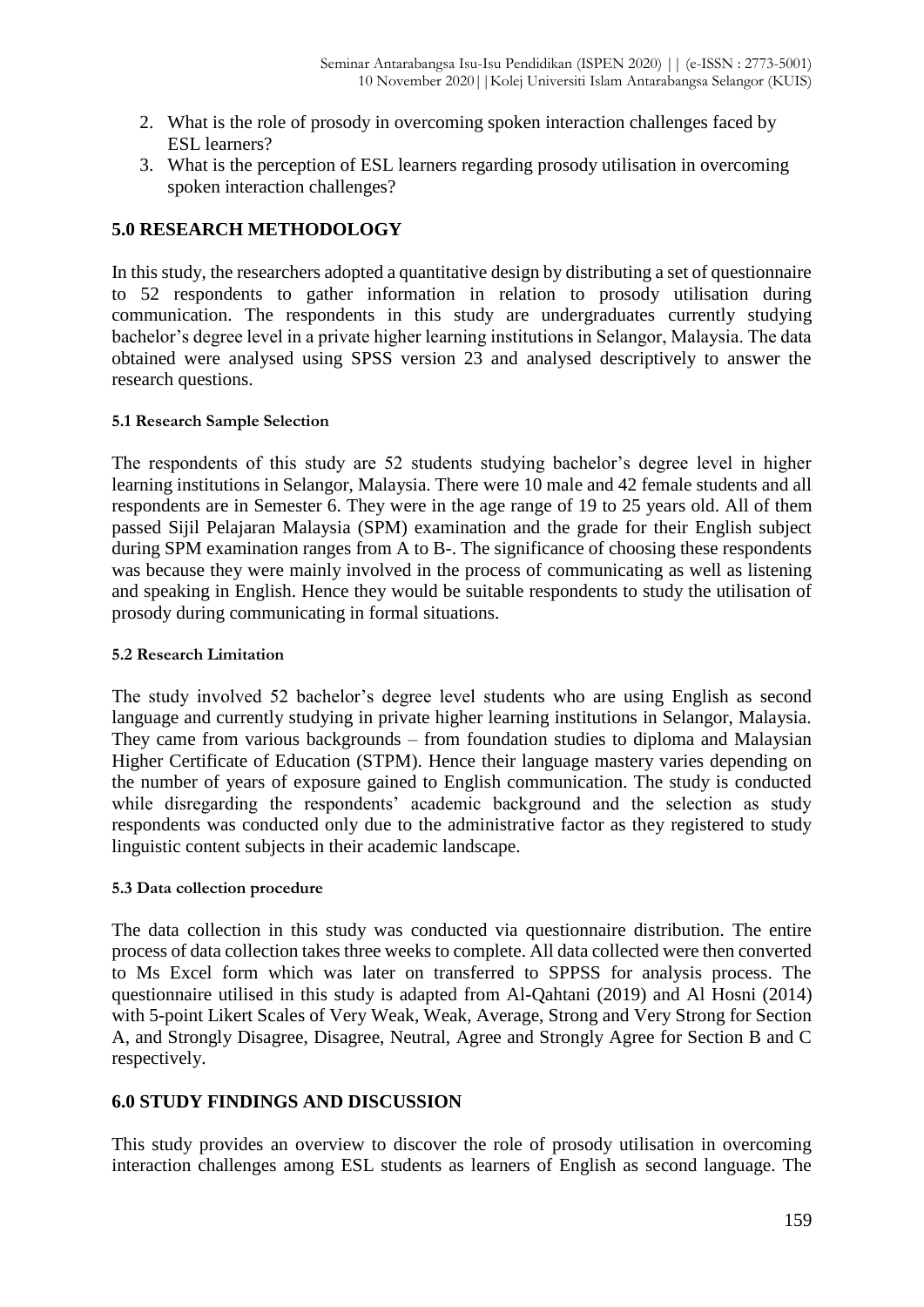2. What is the role of prosody in overcoming spoken interaction challenges faced by ESL learners?
3. What is the perception of ESL learners regarding prosody utilisation in overcoming spoken interaction challenges?

## 5.0 RESEARCH METHODOLOGY

In this study, the researchers adopted a quantitative design by distributing a set of questionnaire to 52 respondents to gather information in relation to prosody utilisation during communication. The respondents in this study are undergraduates currently studying bachelor's degree level in a private higher learning institutions in Selangor, Malaysia. The data obtained were analysed using SPSS version 23 and analysed descriptively to answer the research questions.

### 5.1 Research Sample Selection

The respondents of this study are 52 students studying bachelor's degree level in higher learning institutions in Selangor, Malaysia. There were 10 male and 42 female students and all respondents are in Semester 6. They were in the age range of 19 to 25 years old. All of them passed Sijil Pelajaran Malaysia (SPM) examination and the grade for their English subject during SPM examination ranges from A to B-. The significance of choosing these respondents was because they were mainly involved in the process of communicating as well as listening and speaking in English. Hence they would be suitable respondents to study the utilisation of prosody during communicating in formal situations.

### 5.2 Research Limitation

The study involved 52 bachelor's degree level students who are using English as second language and currently studying in private higher learning institutions in Selangor, Malaysia. They came from various backgrounds – from foundation studies to diploma and Malaysian Higher Certificate of Education (STPM). Hence their language mastery varies depending on the number of years of exposure gained to English communication. The study is conducted while disregarding the respondents' academic background and the selection as study respondents was conducted only due to the administrative factor as they registered to study linguistic content subjects in their academic landscape.

### 5.3 Data collection procedure

The data collection in this study was conducted via questionnaire distribution. The entire process of data collection takes three weeks to complete. All data collected were then converted to Ms Excel form which was later on transferred to SPPSS for analysis process. The questionnaire utilised in this study is adapted from Al-Qahtani (2019) and Al Hosni (2014) with 5-point Likert Scales of Very Weak, Weak, Average, Strong and Very Strong for Section A, and Strongly Disagree, Disagree, Neutral, Agree and Strongly Agree for Section B and C respectively.

## 6.0 STUDY FINDINGS AND DISCUSSION

This study provides an overview to discover the role of prosody utilisation in overcoming interaction challenges among ESL students as learners of English as second language. The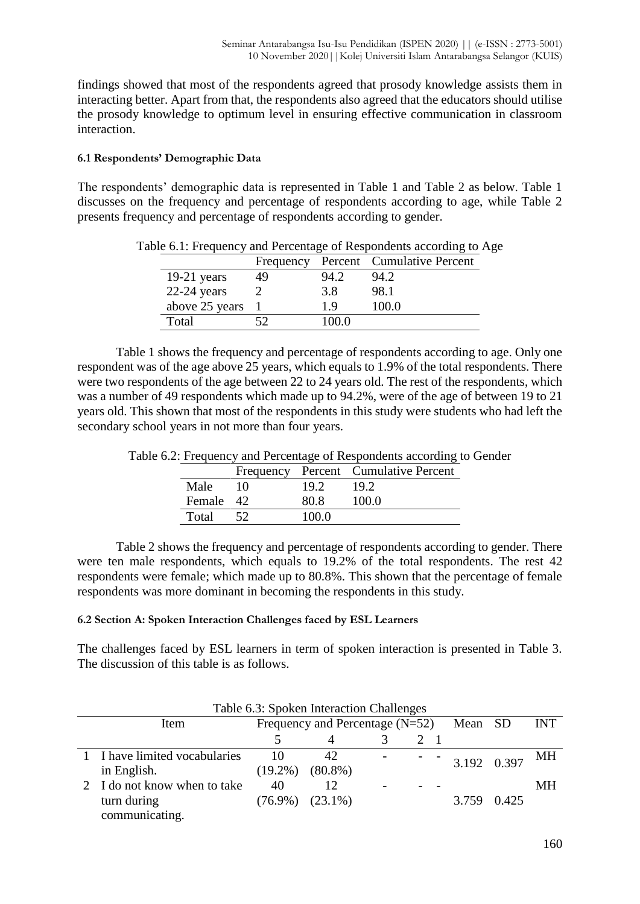findings showed that most of the respondents agreed that prosody knowledge assists them in interacting better. Apart from that, the respondents also agreed that the educators should utilise the prosody knowledge to optimum level in ensuring effective communication in classroom interaction.

#### 6.1 Respondents' Demographic Data

The respondents' demographic data is represented in Table 1 and Table 2 as below. Table 1 discusses on the frequency and percentage of respondents according to age, while Table 2 presents frequency and percentage of respondents according to gender.

Table 6.1: Frequency and Percentage of Respondents according to Age

| | Frequency | Percent | Cumulative Percent |
|---|---|---|---|
| 19-21 years | 49 | 94.2 | 94.2 |
| 22-24 years | 2 | 3.8 | 98.1 |
| above 25 years | 1 | 1.9 | 100.0 |
| Total | 52 | 100.0 | |

Table 1 shows the frequency and percentage of respondents according to age. Only one respondent was of the age above 25 years, which equals to 1.9% of the total respondents. There were two respondents of the age between 22 to 24 years old. The rest of the respondents, which was a number of 49 respondents which made up to 94.2%, were of the age of between 19 to 21 years old. This shown that most of the respondents in this study were students who had left the secondary school years in not more than four years.

Table 6.2: Frequency and Percentage of Respondents according to Gender

| | Frequency | Percent | Cumulative Percent |
|---|---|---|---|
| Male | 10 | 19.2 | 19.2 |
| Female | 42 | 80.8 | 100.0 |
| Total | 52 | 100.0 | |

Table 2 shows the frequency and percentage of respondents according to gender. There were ten male respondents, which equals to 19.2% of the total respondents. The rest 42 respondents were female; which made up to 80.8%. This shown that the percentage of female respondents was more dominant in becoming the respondents in this study.

#### 6.2 Section A: Spoken Interaction Challenges faced by ESL Learners

The challenges faced by ESL learners in term of spoken interaction is presented in Table 3. The discussion of this table is as follows.

Table 6.3: Spoken Interaction Challenges

| | Item | Frequency and Percentage (N=52) | | | | | Mean | SD | INT |
|---|---|---|---|---|---|---|---|---|---|
| | | 5 | 4 | 3 | 2 | 1 | | | |
| 1 | I have limited vocabularies in English. | 10 (19.2%) | 42 (80.8%) | - | - | - | 3.192 | 0.397 | MH |
| 2 | I do not know when to take turn during communicating. | 40 (76.9%) | 12 (23.1%) | - | - | - | 3.759 | 0.425 | MH |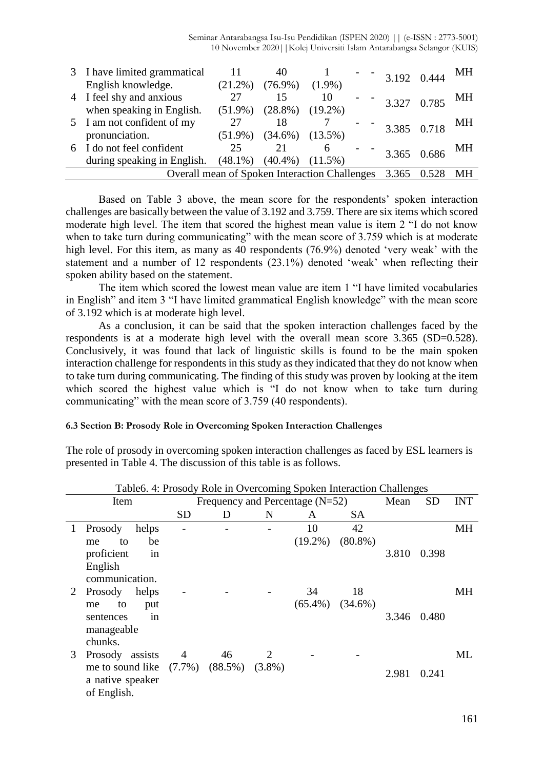| | | | | | | | Mean | SD | INT |
|---|---|---|---|---|---|---|---|---|---|
| 3 | I have limited grammatical English knowledge. | 11 (21.2%) | 40 (76.9%) | 1 (1.9%) | - | - | 3.192 | 0.444 | MH |
| 4 | I feel shy and anxious when speaking in English. | 27 (51.9%) | 15 (28.8%) | 10 (19.2%) | - | - | 3.327 | 0.785 | MH |
| 5 | I am not confident of my pronunciation. | 27 (51.9%) | 18 (34.6%) | 7 (13.5%) | - | - | 3.385 | 0.718 | MH |
| 6 | I do not feel confident during speaking in English. | 25 (48.1%) | 21 (40.4%) | 6 (11.5%) | - | - | 3.365 | 0.686 | MH |
| | Overall mean of Spoken Interaction Challenges | | | | | | 3.365 | 0.528 | MH |

Based on Table 3 above, the mean score for the respondents' spoken interaction challenges are basically between the value of 3.192 and 3.759. There are six items which scored moderate high level. The item that scored the highest mean value is item 2 "I do not know when to take turn during communicating" with the mean score of 3.759 which is at moderate high level. For this item, as many as 40 respondents (76.9%) denoted 'very weak' with the statement and a number of 12 respondents (23.1%) denoted 'weak' when reflecting their spoken ability based on the statement.

The item which scored the lowest mean value are item 1 "I have limited vocabularies in English" and item 3 "I have limited grammatical English knowledge" with the mean score of 3.192 which is at moderate high level.

As a conclusion, it can be said that the spoken interaction challenges faced by the respondents is at a moderate high level with the overall mean score 3.365 (SD=0.528). Conclusively, it was found that lack of linguistic skills is found to be the main spoken interaction challenge for respondents in this study as they indicated that they do not know when to take turn during communicating. The finding of this study was proven by looking at the item which scored the highest value which is "I do not know when to take turn during communicating" with the mean score of 3.759 (40 respondents).

#### 6.3 Section B: Prosody Role in Overcoming Spoken Interaction Challenges

The role of prosody in overcoming spoken interaction challenges as faced by ESL learners is presented in Table 4. The discussion of this table is as follows.

Table6. 4: Prosody Role in Overcoming Spoken Interaction Challenges

| | Item | Frequency and Percentage (N=52) | | | | | Mean | SD | INT |
|---|---|---|---|---|---|---|---|---|---|
| | | SD | D | N | A | SA | | | |
| 1 | Prosody helps me to be proficient in English communication. | - | - | - | 10 (19.2%) | 42 (80.8%) | 3.810 | 0.398 | MH |
| 2 | Prosody helps me to put sentences in manageable chunks. | - | - | - | 34 (65.4%) | 18 (34.6%) | 3.346 | 0.480 | MH |
| 3 | Prosody assists me to sound like a native speaker of English. | 4 (7.7%) | 46 (88.5%) | 2 (3.8%) | - | - | 2.981 | 0.241 | ML |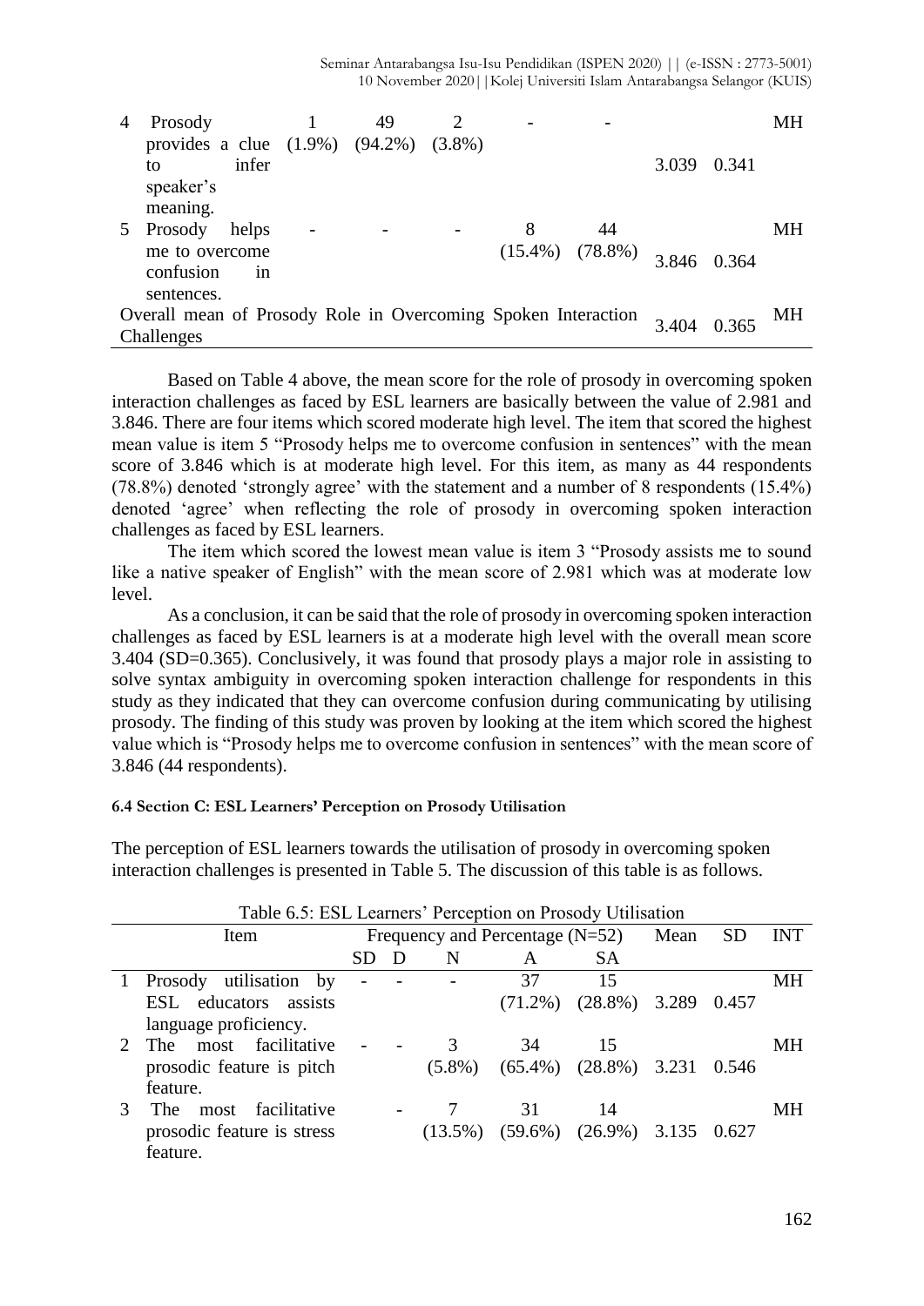| | Item | SD | D | N | A | SA | Mean | SD | INT |
|---|---|---|---|---|---|---|---|---|---|
| 4 | Prosody provides a clue to infer speaker's meaning. | 1 (1.9%) | 49 (94.2%) | 2 (3.8%) | - | - | 3.039 | 0.341 | MH |
| 5 | Prosody helps me to overcome confusion in sentences. | - | - | - | 8 (15.4%) | 44 (78.8%) | 3.846 | 0.364 | MH |
| | Overall mean of Prosody Role in Overcoming Spoken Interaction Challenges | | | | | | 3.404 | 0.365 | MH |

Based on Table 4 above, the mean score for the role of prosody in overcoming spoken interaction challenges as faced by ESL learners are basically between the value of 2.981 and 3.846. There are four items which scored moderate high level. The item that scored the highest mean value is item 5 "Prosody helps me to overcome confusion in sentences" with the mean score of 3.846 which is at moderate high level. For this item, as many as 44 respondents (78.8%) denoted 'strongly agree' with the statement and a number of 8 respondents (15.4%) denoted 'agree' when reflecting the role of prosody in overcoming spoken interaction challenges as faced by ESL learners.

The item which scored the lowest mean value is item 3 "Prosody assists me to sound like a native speaker of English" with the mean score of 2.981 which was at moderate low level.

As a conclusion, it can be said that the role of prosody in overcoming spoken interaction challenges as faced by ESL learners is at a moderate high level with the overall mean score 3.404 (SD=0.365). Conclusively, it was found that prosody plays a major role in assisting to solve syntax ambiguity in overcoming spoken interaction challenge for respondents in this study as they indicated that they can overcome confusion during communicating by utilising prosody. The finding of this study was proven by looking at the item which scored the highest value which is "Prosody helps me to overcome confusion in sentences" with the mean score of 3.846 (44 respondents).

#### 6.4 Section C: ESL Learners' Perception on Prosody Utilisation

The perception of ESL learners towards the utilisation of prosody in overcoming spoken interaction challenges is presented in Table 5. The discussion of this table is as follows.

Table 6.5: ESL Learners' Perception on Prosody Utilisation

| | Item | Frequency and Percentage (N=52) | | | | | Mean | SD | INT |
|---|---|---|---|---|---|---|---|---|---|
| | | SD | D | N | A | SA | | | |
| 1 | Prosody utilisation by ESL educators assists language proficiency. | - | - | - | 37 (71.2%) | 15 (28.8%) | 3.289 | 0.457 | MH |
| 2 | The most facilitative prosodic feature is pitch feature. | - | - | 3 (5.8%) | 34 (65.4%) | 15 (28.8%) | 3.231 | 0.546 | MH |
| 3 | The most facilitative prosodic feature is stress feature. | | - | 7 (13.5%) | 31 (59.6%) | 14 (26.9%) | 3.135 | 0.627 | MH |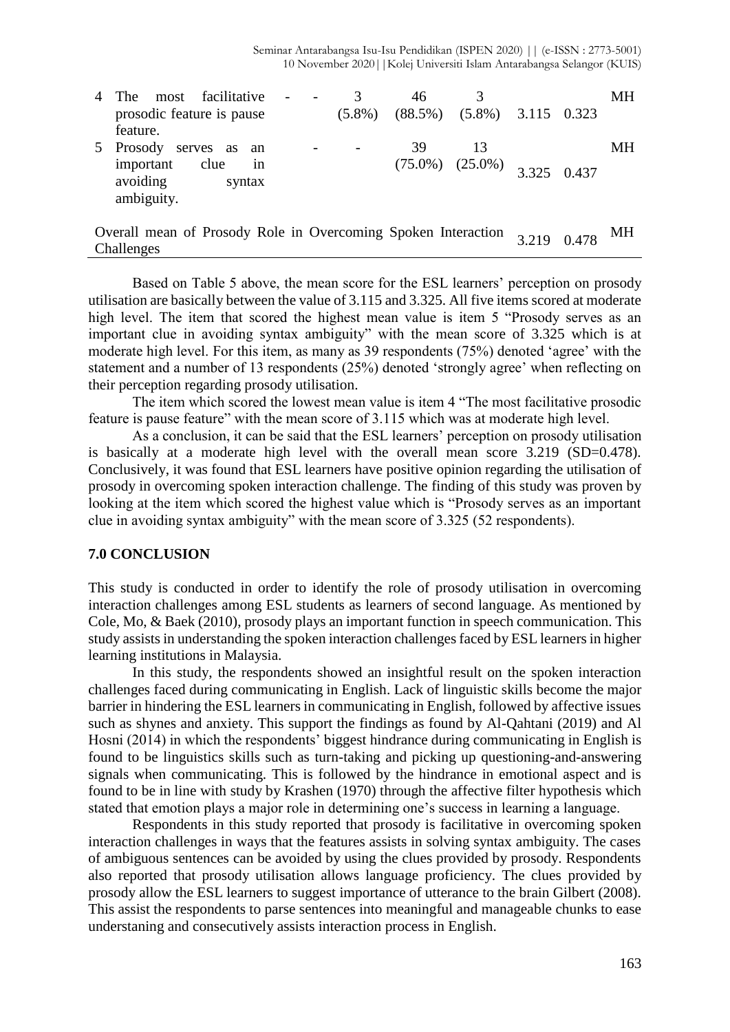| 4 | The most facilitative prosodic feature is pause feature. | - | - | 3 (5.8%) | 46 (88.5%) | 3 (5.8%) | 3.115 | 0.323 | MH |
|---|---|---|---|---|---|---|---|---|---|
| 5 | Prosody serves as an important clue in avoiding syntax ambiguity. | | - | - | 39 (75.0%) | 13 (25.0%) | 3.325 | 0.437 | MH |
| Overall mean of Prosody Role in Overcoming Spoken Interaction Challenges | | | | | | | 3.219 | 0.478 | MH |

Based on Table 5 above, the mean score for the ESL learners' perception on prosody utilisation are basically between the value of 3.115 and 3.325. All five items scored at moderate high level. The item that scored the highest mean value is item 5 "Prosody serves as an important clue in avoiding syntax ambiguity" with the mean score of 3.325 which is at moderate high level. For this item, as many as 39 respondents (75%) denoted 'agree' with the statement and a number of 13 respondents (25%) denoted 'strongly agree' when reflecting on their perception regarding prosody utilisation.

The item which scored the lowest mean value is item 4 "The most facilitative prosodic feature is pause feature" with the mean score of 3.115 which was at moderate high level.

As a conclusion, it can be said that the ESL learners' perception on prosody utilisation is basically at a moderate high level with the overall mean score 3.219 (SD=0.478). Conclusively, it was found that ESL learners have positive opinion regarding the utilisation of prosody in overcoming spoken interaction challenge. The finding of this study was proven by looking at the item which scored the highest value which is "Prosody serves as an important clue in avoiding syntax ambiguity" with the mean score of 3.325 (52 respondents).

## 7.0 CONCLUSION

This study is conducted in order to identify the role of prosody utilisation in overcoming interaction challenges among ESL students as learners of second language. As mentioned by Cole, Mo, & Baek (2010), prosody plays an important function in speech communication. This study assists in understanding the spoken interaction challenges faced by ESL learners in higher learning institutions in Malaysia.

In this study, the respondents showed an insightful result on the spoken interaction challenges faced during communicating in English. Lack of linguistic skills become the major barrier in hindering the ESL learners in communicating in English, followed by affective issues such as shynes and anxiety. This support the findings as found by Al-Qahtani (2019) and Al Hosni (2014) in which the respondents' biggest hindrance during communicating in English is found to be linguistics skills such as turn-taking and picking up questioning-and-answering signals when communicating. This is followed by the hindrance in emotional aspect and is found to be in line with study by Krashen (1970) through the affective filter hypothesis which stated that emotion plays a major role in determining one's success in learning a language.

Respondents in this study reported that prosody is facilitative in overcoming spoken interaction challenges in ways that the features assists in solving syntax ambiguity. The cases of ambiguous sentences can be avoided by using the clues provided by prosody. Respondents also reported that prosody utilisation allows language proficiency. The clues provided by prosody allow the ESL learners to suggest importance of utterance to the brain Gilbert (2008). This assist the respondents to parse sentences into meaningful and manageable chunks to ease understaning and consecutively assists interaction process in English.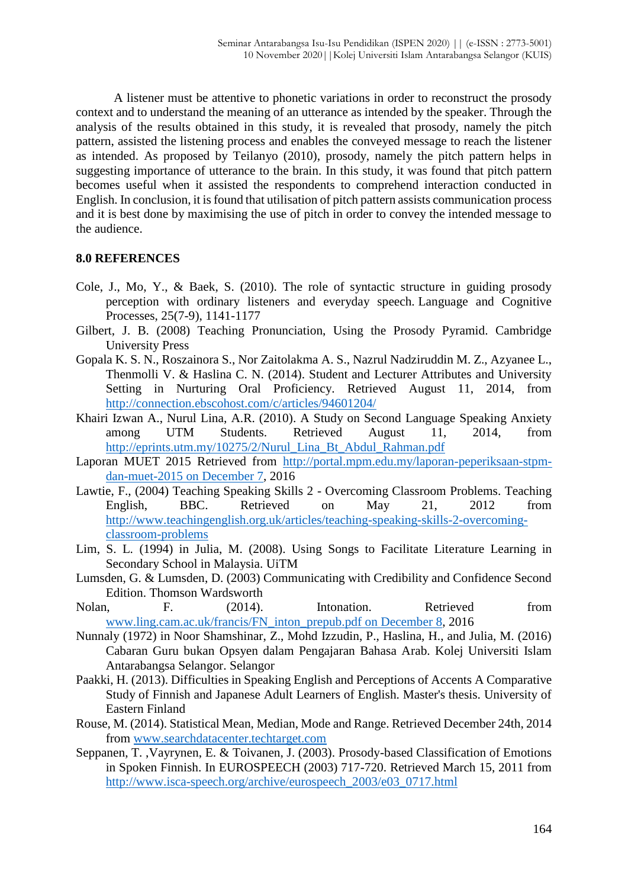A listener must be attentive to phonetic variations in order to reconstruct the prosody context and to understand the meaning of an utterance as intended by the speaker. Through the analysis of the results obtained in this study, it is revealed that prosody, namely the pitch pattern, assisted the listening process and enables the conveyed message to reach the listener as intended. As proposed by Teilanyo (2010), prosody, namely the pitch pattern helps in suggesting importance of utterance to the brain. In this study, it was found that pitch pattern becomes useful when it assisted the respondents to comprehend interaction conducted in English. In conclusion, it is found that utilisation of pitch pattern assists communication process and it is best done by maximising the use of pitch in order to convey the intended message to the audience.

## 8.0 REFERENCES

Cole, J., Mo, Y., & Baek, S. (2010). The role of syntactic structure in guiding prosody perception with ordinary listeners and everyday speech. Language and Cognitive Processes, 25(7-9), 1141-1177

Gilbert, J. B. (2008) Teaching Pronunciation, Using the Prosody Pyramid. Cambridge University Press

Gopala K. S. N., Roszainora S., Nor Zaitolakma A. S., Nazrul Nadziruddin M. Z., Azyanee L., Thenmolli V. & Haslina C. N. (2014). Student and Lecturer Attributes and University Setting in Nurturing Oral Proficiency. Retrieved August 11, 2014, from http://connection.ebscohost.com/c/articles/94601204/

Khairi Izwan A., Nurul Lina, A.R. (2010). A Study on Second Language Speaking Anxiety among UTM Students. Retrieved August 11, 2014, from http://eprints.utm.my/10275/2/Nurul_Lina_Bt_Abdul_Rahman.pdf

Laporan MUET 2015 Retrieved from http://portal.mpm.edu.my/laporan-peperiksaan-stpm-dan-muet-2015 on December 7, 2016

Lawtie, F., (2004) Teaching Speaking Skills 2 - Overcoming Classroom Problems. Teaching English, BBC. Retrieved on May 21, 2012 from http://www.teachingenglish.org.uk/articles/teaching-speaking-skills-2-overcoming-classroom-problems

Lim, S. L. (1994) in Julia, M. (2008). Using Songs to Facilitate Literature Learning in Secondary School in Malaysia. UiTM

Lumsden, G. & Lumsden, D. (2003) Communicating with Credibility and Confidence Second Edition. Thomson Wardsworth

Nolan, F. (2014). Intonation. Retrieved from www.ling.cam.ac.uk/francis/FN_inton_prepub.pdf on December 8, 2016

Nunnaly (1972) in Noor Shamshinar, Z., Mohd Izzudin, P., Haslina, H., and Julia, M. (2016) Cabaran Guru bukan Opsyen dalam Pengajaran Bahasa Arab. Kolej Universiti Islam Antarabangsa Selangor. Selangor

Paakki, H. (2013). Difficulties in Speaking English and Perceptions of Accents A Comparative Study of Finnish and Japanese Adult Learners of English. Master's thesis. University of Eastern Finland

Rouse, M. (2014). Statistical Mean, Median, Mode and Range. Retrieved December 24th, 2014 from www.searchdatacenter.techtarget.com

Seppanen, T. ,Vayrynen, E. & Toivanen, J. (2003). Prosody-based Classification of Emotions in Spoken Finnish. In EUROSPEECH (2003) 717-720. Retrieved March 15, 2011 from http://www.isca-speech.org/archive/eurospeech_2003/e03_0717.html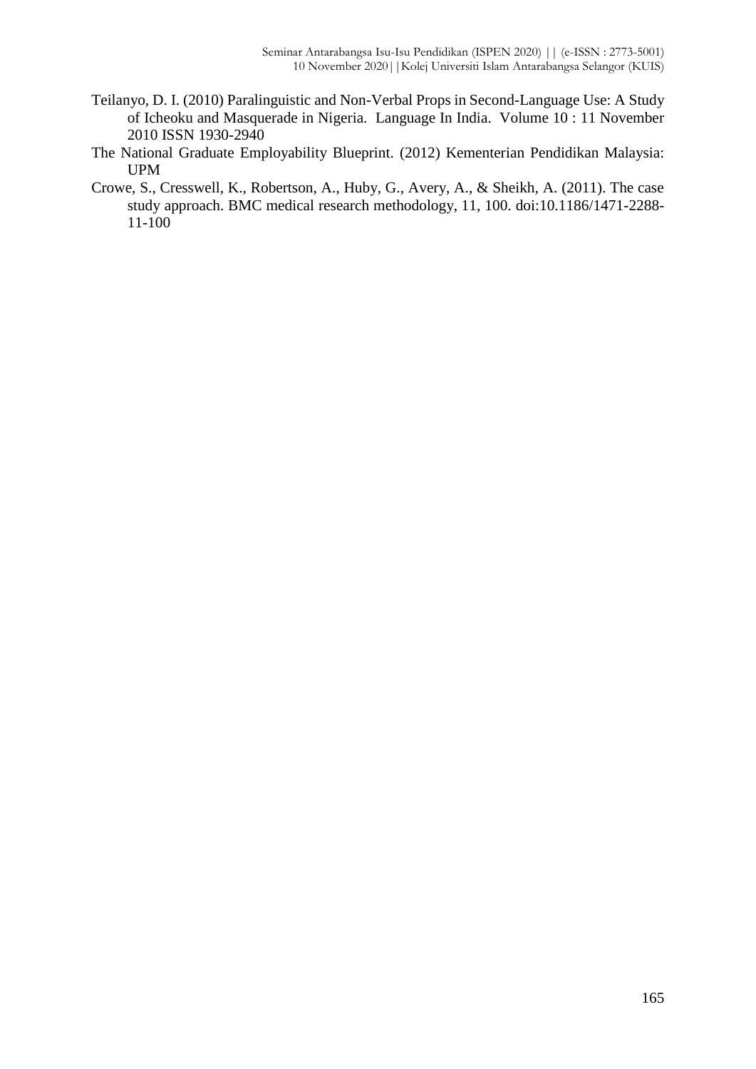Teilanyo, D. I. (2010) Paralinguistic and Non-Verbal Props in Second-Language Use: A Study of Icheoku and Masquerade in Nigeria. Language In India. Volume 10 : 11 November 2010 ISSN 1930-2940

The National Graduate Employability Blueprint. (2012) Kementerian Pendidikan Malaysia: UPM

Crowe, S., Cresswell, K., Robertson, A., Huby, G., Avery, A., & Sheikh, A. (2011). The case study approach. BMC medical research methodology, 11, 100. doi:10.1186/1471-2288-11-100